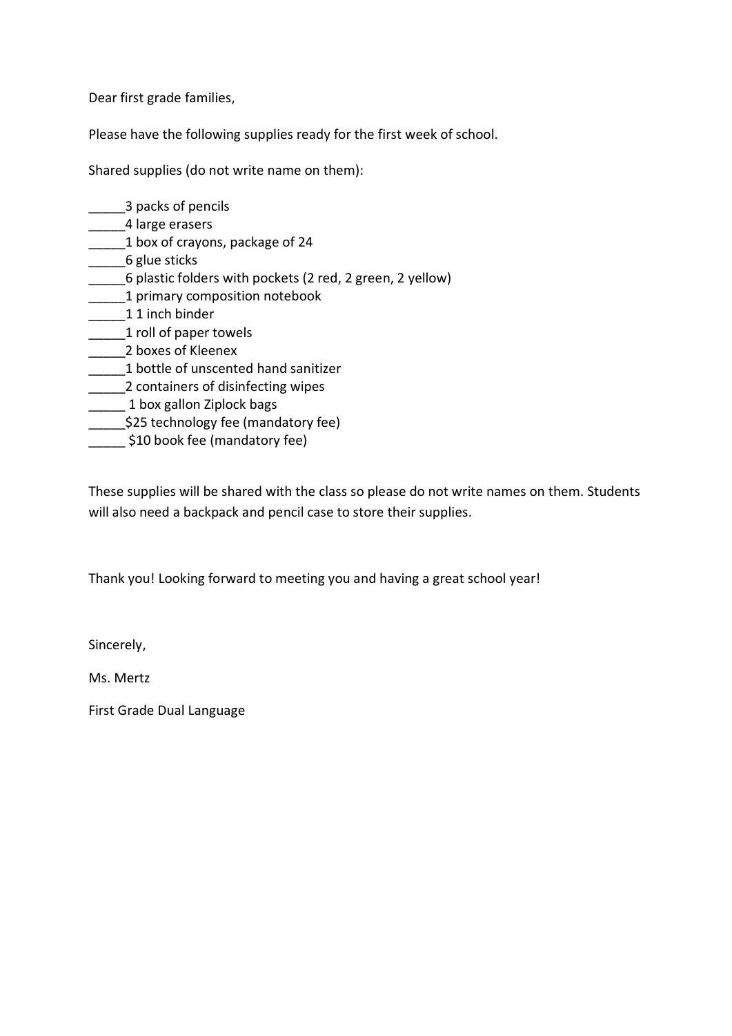Dear first grade families,

Please have the following supplies ready for the first week of school.

Shared supplies (do not write name on them):

_____3 packs of pencils
_____4 large erasers
_____1 box of crayons, package of 24
_____6 glue sticks
_____6 plastic folders with pockets (2 red, 2 green, 2 yellow)
_____1 primary composition notebook
_____1 1 inch binder
_____1 roll of paper towels
_____2 boxes of Kleenex
_____1 bottle of unscented hand sanitizer
_____2 containers of disinfecting wipes
_____ 1 box gallon Ziplock bags
_____$25 technology fee (mandatory fee)
_____ $10 book fee (mandatory fee)

These supplies will be shared with the class so please do not write names on them. Students will also need a backpack and pencil case to store their supplies.

Thank you! Looking forward to meeting you and having a great school year!

Sincerely,

Ms. Mertz

First Grade Dual Language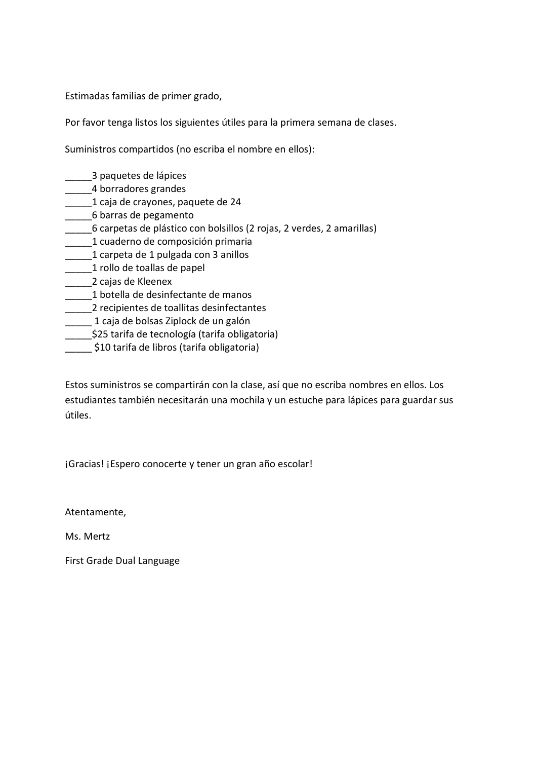Estimadas familias de primer grado,

Por favor tenga listos los siguientes útiles para la primera semana de clases.

Suministros compartidos (no escriba el nombre en ellos):

_____3 paquetes de lápices
_____4 borradores grandes
_____1 caja de crayones, paquete de 24
_____6 barras de pegamento
_____6 carpetas de plástico con bolsillos (2 rojas, 2 verdes, 2 amarillas)
_____1 cuaderno de composición primaria
_____1 carpeta de 1 pulgada con 3 anillos
_____1 rollo de toallas de papel
_____2 cajas de Kleenex
_____1 botella de desinfectante de manos
_____2 recipientes de toallitas desinfectantes
_____ 1 caja de bolsas Ziplock de un galón
_____$25 tarifa de tecnología (tarifa obligatoria)
_____ $10 tarifa de libros (tarifa obligatoria)

Estos suministros se compartirán con la clase, así que no escriba nombres en ellos. Los estudiantes también necesitarán una mochila y un estuche para lápices para guardar sus útiles.

¡Gracias! ¡Espero conocerte y tener un gran año escolar!

Atentamente,

Ms. Mertz

First Grade Dual Language